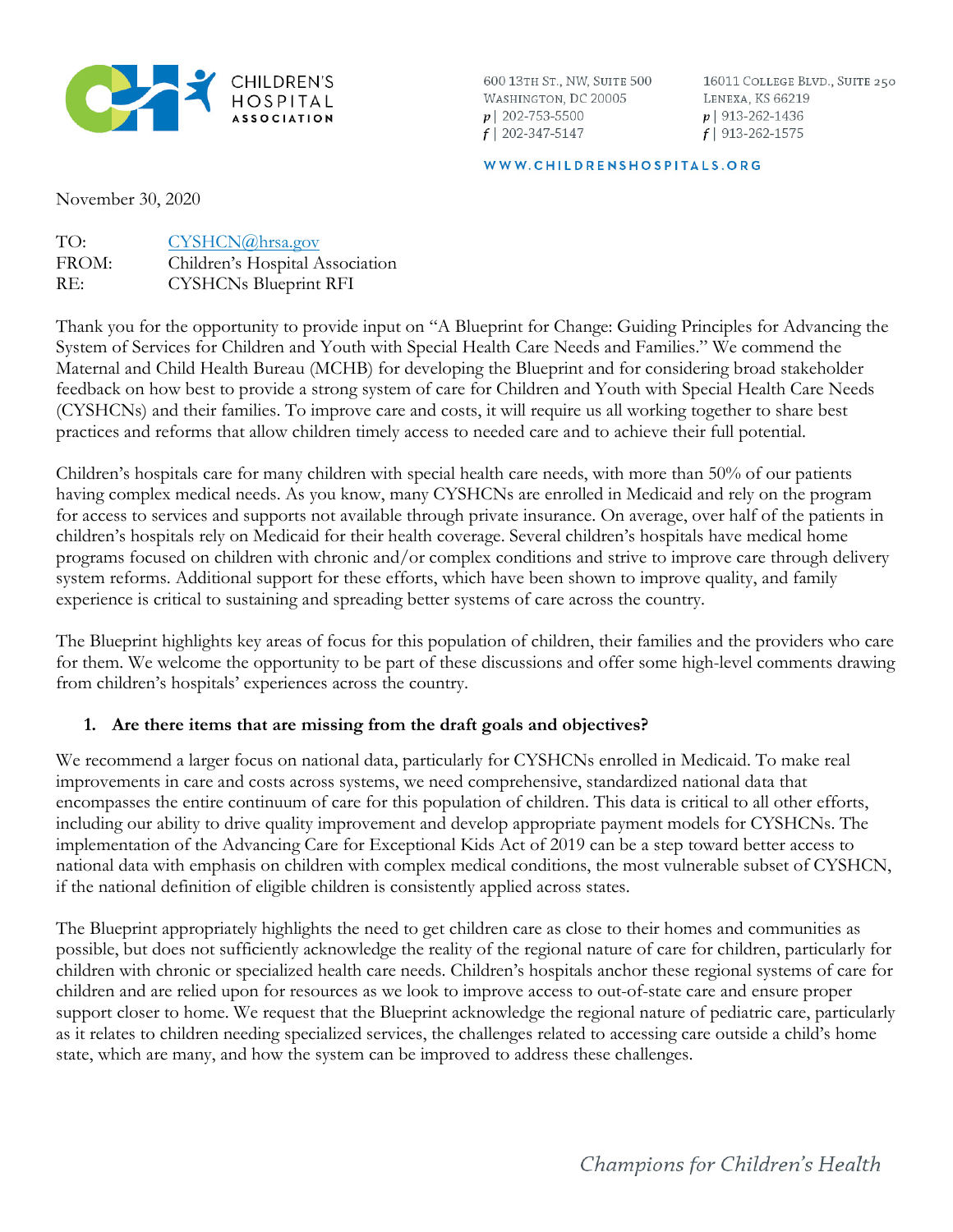CHILDREN'S HOSPITAL ASSOCIATION

600 13TH ST., NW, SUITE 500
WASHINGTON, DC 20005
p | 202-753-5500
f | 202-347-5147

16011 COLLEGE BLVD., SUITE 250
LENEXA, KS 66219
p | 913-262-1436
f | 913-262-1575

WWW.CHILDRENSHOSPITALS.ORG

November 30, 2020

TO: CYSHCN@hrsa.gov
FROM: Children's Hospital Association
RE: CYSHCNs Blueprint RFI

Thank you for the opportunity to provide input on "A Blueprint for Change: Guiding Principles for Advancing the System of Services for Children and Youth with Special Health Care Needs and Families." We commend the Maternal and Child Health Bureau (MCHB) for developing the Blueprint and for considering broad stakeholder feedback on how best to provide a strong system of care for Children and Youth with Special Health Care Needs (CYSHCNs) and their families. To improve care and costs, it will require us all working together to share best practices and reforms that allow children timely access to needed care and to achieve their full potential.

Children's hospitals care for many children with special health care needs, with more than 50% of our patients having complex medical needs. As you know, many CYSHCNs are enrolled in Medicaid and rely on the program for access to services and supports not available through private insurance. On average, over half of the patients in children's hospitals rely on Medicaid for their health coverage. Several children's hospitals have medical home programs focused on children with chronic and/or complex conditions and strive to improve care through delivery system reforms. Additional support for these efforts, which have been shown to improve quality, and family experience is critical to sustaining and spreading better systems of care across the country.

The Blueprint highlights key areas of focus for this population of children, their families and the providers who care for them. We welcome the opportunity to be part of these discussions and offer some high-level comments drawing from children's hospitals' experiences across the country.

1. **Are there items that are missing from the draft goals and objectives?**

We recommend a larger focus on national data, particularly for CYSHCNs enrolled in Medicaid. To make real improvements in care and costs across systems, we need comprehensive, standardized national data that encompasses the entire continuum of care for this population of children. This data is critical to all other efforts, including our ability to drive quality improvement and develop appropriate payment models for CYSHCNs. The implementation of the Advancing Care for Exceptional Kids Act of 2019 can be a step toward better access to national data with emphasis on children with complex medical conditions, the most vulnerable subset of CYSHCN, if the national definition of eligible children is consistently applied across states.

The Blueprint appropriately highlights the need to get children care as close to their homes and communities as possible, but does not sufficiently acknowledge the reality of the regional nature of care for children, particularly for children with chronic or specialized health care needs. Children's hospitals anchor these regional systems of care for children and are relied upon for resources as we look to improve access to out-of-state care and ensure proper support closer to home. We request that the Blueprint acknowledge the regional nature of pediatric care, particularly as it relates to children needing specialized services, the challenges related to accessing care outside a child's home state, which are many, and how the system can be improved to address these challenges.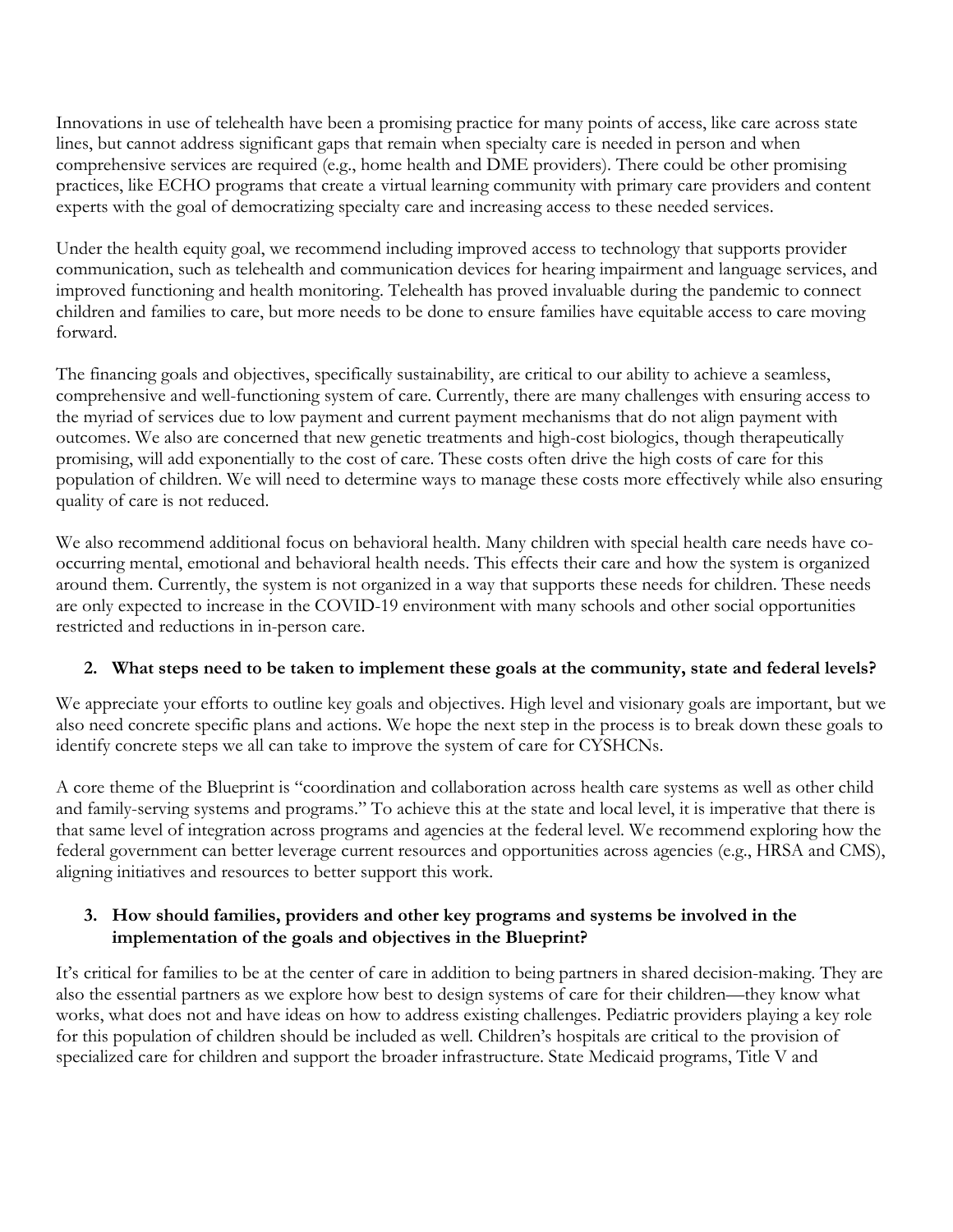Innovations in use of telehealth have been a promising practice for many points of access, like care across state lines, but cannot address significant gaps that remain when specialty care is needed in person and when comprehensive services are required (e.g., home health and DME providers). There could be other promising practices, like ECHO programs that create a virtual learning community with primary care providers and content experts with the goal of democratizing specialty care and increasing access to these needed services.

Under the health equity goal, we recommend including improved access to technology that supports provider communication, such as telehealth and communication devices for hearing impairment and language services, and improved functioning and health monitoring. Telehealth has proved invaluable during the pandemic to connect children and families to care, but more needs to be done to ensure families have equitable access to care moving forward.

The financing goals and objectives, specifically sustainability, are critical to our ability to achieve a seamless, comprehensive and well-functioning system of care. Currently, there are many challenges with ensuring access to the myriad of services due to low payment and current payment mechanisms that do not align payment with outcomes. We also are concerned that new genetic treatments and high-cost biologics, though therapeutically promising, will add exponentially to the cost of care. These costs often drive the high costs of care for this population of children. We will need to determine ways to manage these costs more effectively while also ensuring quality of care is not reduced.

We also recommend additional focus on behavioral health. Many children with special health care needs have co-occurring mental, emotional and behavioral health needs. This effects their care and how the system is organized around them. Currently, the system is not organized in a way that supports these needs for children. These needs are only expected to increase in the COVID-19 environment with many schools and other social opportunities restricted and reductions in in-person care.

**2. What steps need to be taken to implement these goals at the community, state and federal levels?**

We appreciate your efforts to outline key goals and objectives. High level and visionary goals are important, but we also need concrete specific plans and actions. We hope the next step in the process is to break down these goals to identify concrete steps we all can take to improve the system of care for CYSHCNs.

A core theme of the Blueprint is "coordination and collaboration across health care systems as well as other child and family-serving systems and programs." To achieve this at the state and local level, it is imperative that there is that same level of integration across programs and agencies at the federal level. We recommend exploring how the federal government can better leverage current resources and opportunities across agencies (e.g., HRSA and CMS), aligning initiatives and resources to better support this work.

**3. How should families, providers and other key programs and systems be involved in the implementation of the goals and objectives in the Blueprint?**

It's critical for families to be at the center of care in addition to being partners in shared decision-making. They are also the essential partners as we explore how best to design systems of care for their children—they know what works, what does not and have ideas on how to address existing challenges. Pediatric providers playing a key role for this population of children should be included as well. Children's hospitals are critical to the provision of specialized care for children and support the broader infrastructure. State Medicaid programs, Title V and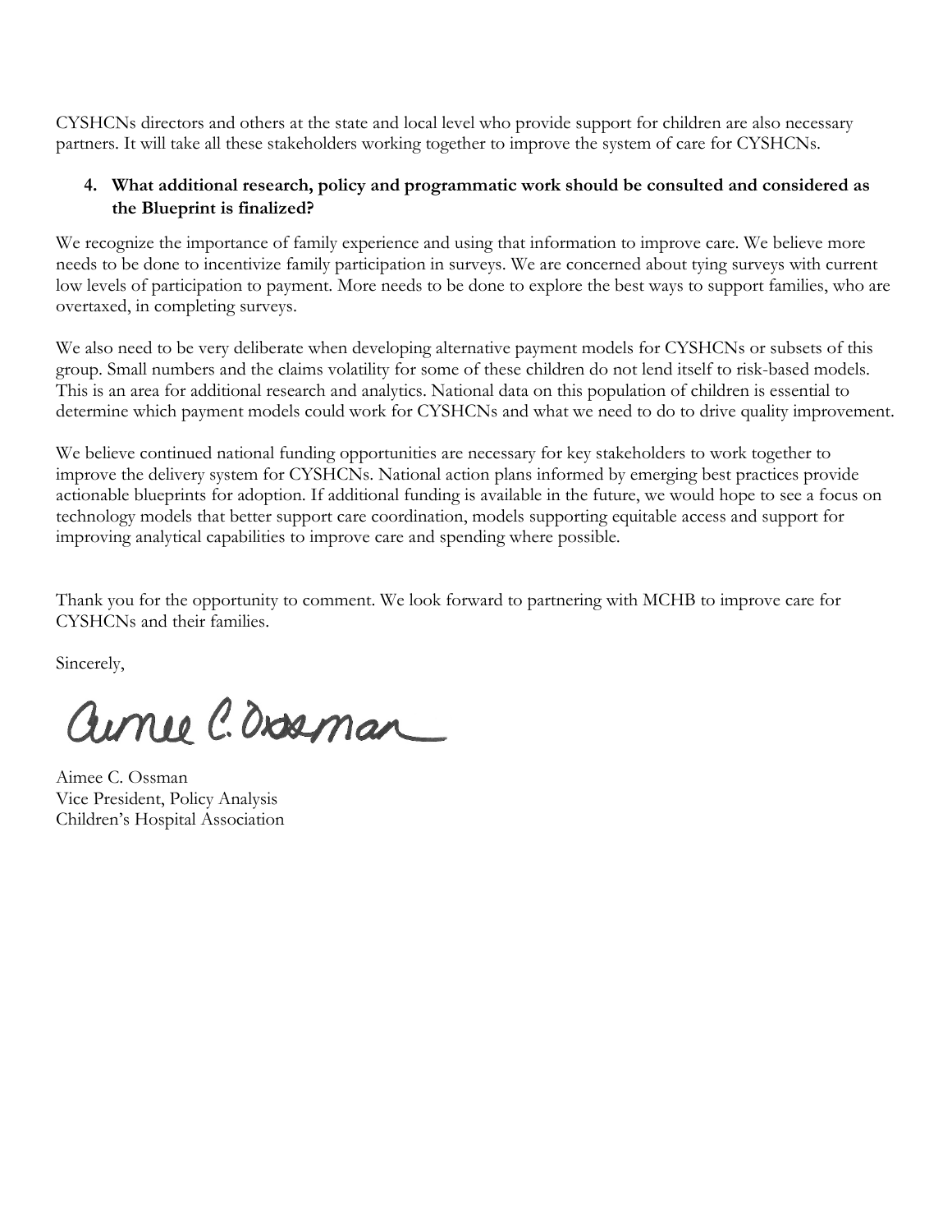CYSHCNs directors and others at the state and local level who provide support for children are also necessary partners. It will take all these stakeholders working together to improve the system of care for CYSHCNs.

4. **What additional research, policy and programmatic work should be consulted and considered as the Blueprint is finalized?**

We recognize the importance of family experience and using that information to improve care. We believe more needs to be done to incentivize family participation in surveys. We are concerned about tying surveys with current low levels of participation to payment. More needs to be done to explore the best ways to support families, who are overtaxed, in completing surveys.

We also need to be very deliberate when developing alternative payment models for CYSHCNs or subsets of this group. Small numbers and the claims volatility for some of these children do not lend itself to risk-based models. This is an area for additional research and analytics. National data on this population of children is essential to determine which payment models could work for CYSHCNs and what we need to do to drive quality improvement.

We believe continued national funding opportunities are necessary for key stakeholders to work together to improve the delivery system for CYSHCNs. National action plans informed by emerging best practices provide actionable blueprints for adoption. If additional funding is available in the future, we would hope to see a focus on technology models that better support care coordination, models supporting equitable access and support for improving analytical capabilities to improve care and spending where possible.

Thank you for the opportunity to comment. We look forward to partnering with MCHB to improve care for CYSHCNs and their families.

Sincerely,

Aimee C. Ossman

Aimee C. Ossman
Vice President, Policy Analysis
Children's Hospital Association